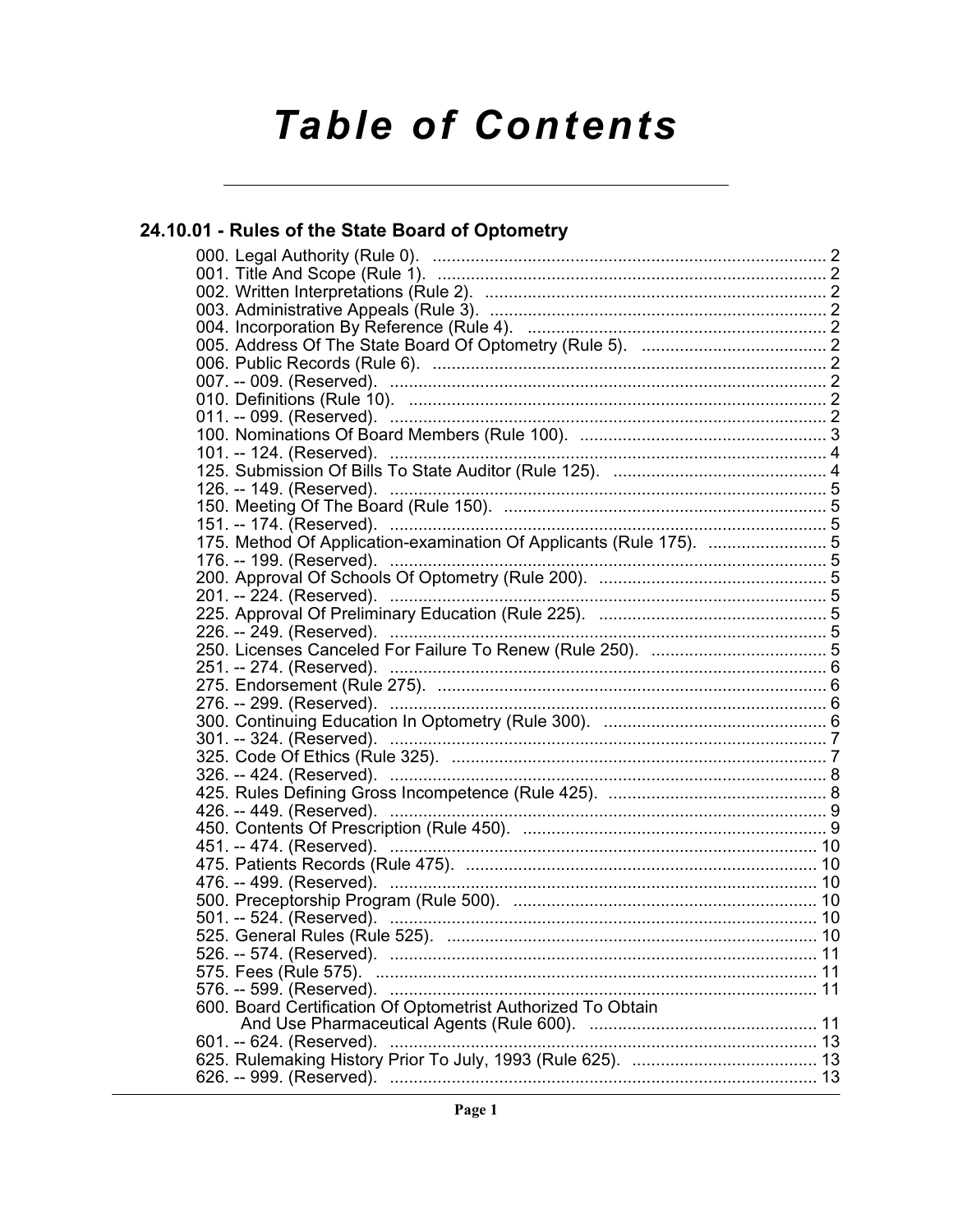# Table of Contents

## 24.10.01 - Rules of the State Board of Optometry

000. Legal Authority (Rule 0). ... 2
001. Title And Scope (Rule 1). ... 2
002. Written Interpretations (Rule 2). ... 2
003. Administrative Appeals (Rule 3). ... 2
004. Incorporation By Reference (Rule 4). ... 2
005. Address Of The State Board Of Optometry (Rule 5). ... 2
006. Public Records (Rule 6). ... 2
007. -- 009. (Reserved). ... 2
010. Definitions (Rule 10). ... 2
011. -- 099. (Reserved). ... 2
100. Nominations Of Board Members (Rule 100). ... 3
101. -- 124. (Reserved). ... 4
125. Submission Of Bills To State Auditor (Rule 125). ... 4
126. -- 149. (Reserved). ... 5
150. Meeting Of The Board (Rule 150). ... 5
151. -- 174. (Reserved). ... 5
175. Method Of Application-examination Of Applicants (Rule 175). ... 5
176. -- 199. (Reserved). ... 5
200. Approval Of Schools Of Optometry (Rule 200). ... 5
201. -- 224. (Reserved). ... 5
225. Approval Of Preliminary Education (Rule 225). ... 5
226. -- 249. (Reserved). ... 5
250. Licenses Canceled For Failure To Renew (Rule 250). ... 5
251. -- 274. (Reserved). ... 6
275. Endorsement (Rule 275). ... 6
276. -- 299. (Reserved). ... 6
300. Continuing Education In Optometry (Rule 300). ... 6
301. -- 324. (Reserved). ... 7
325. Code Of Ethics (Rule 325). ... 7
326. -- 424. (Reserved). ... 8
425. Rules Defining Gross Incompetence (Rule 425). ... 8
426. -- 449. (Reserved). ... 9
450. Contents Of Prescription (Rule 450). ... 9
451. -- 474. (Reserved). ... 10
475. Patients Records (Rule 475). ... 10
476. -- 499. (Reserved). ... 10
500. Preceptorship Program (Rule 500). ... 10
501. -- 524. (Reserved). ... 10
525. General Rules (Rule 525). ... 10
526. -- 574. (Reserved). ... 11
575. Fees (Rule 575). ... 11
576. -- 599. (Reserved). ... 11
600. Board Certification Of Optometrist Authorized To Obtain And Use Pharmaceutical Agents (Rule 600). ... 11
601. -- 624. (Reserved). ... 13
625. Rulemaking History Prior To July, 1993 (Rule 625). ... 13
626. -- 999. (Reserved). ... 13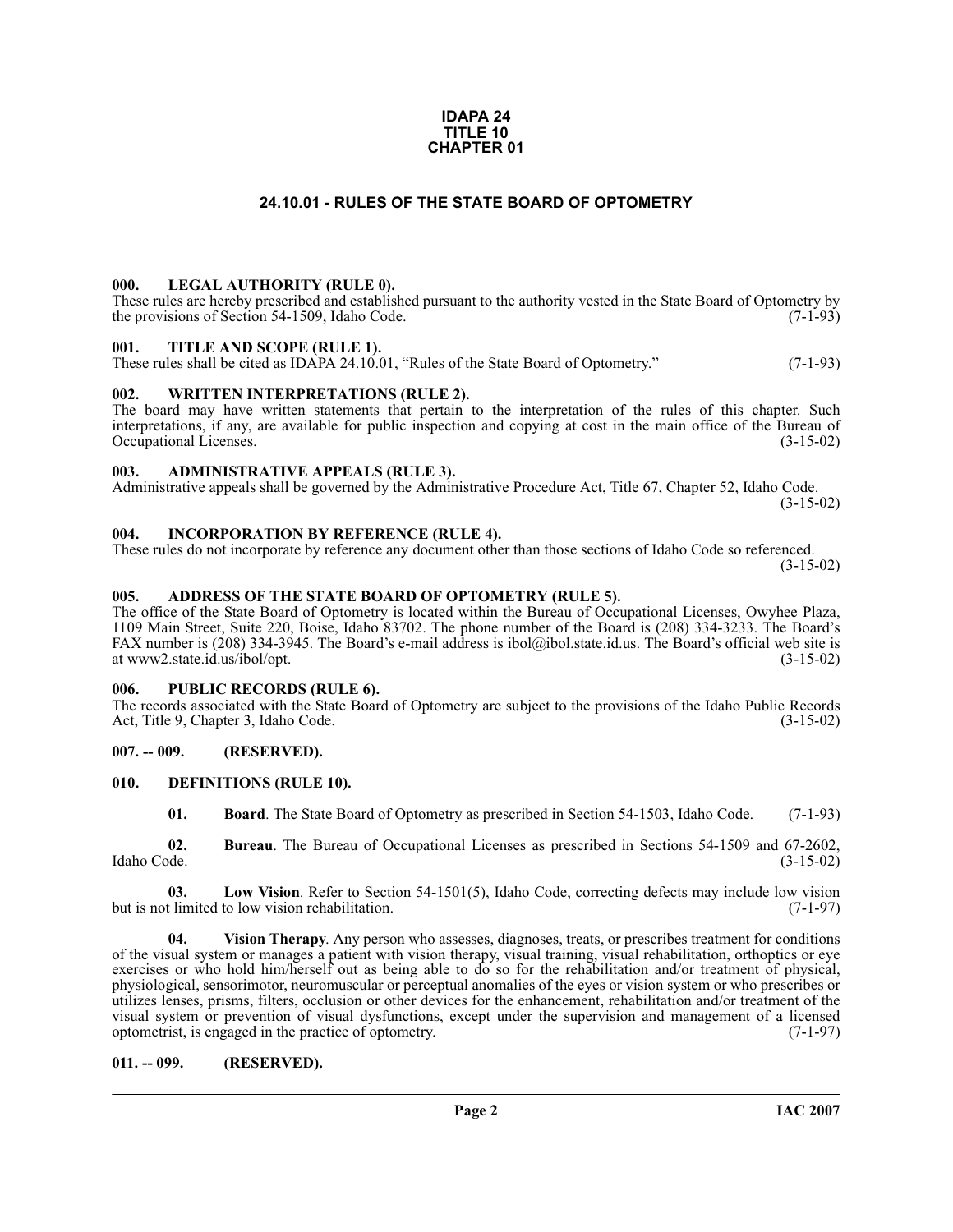# IDAPA 24
# TITLE 10
# CHAPTER 01

## 24.10.01 - RULES OF THE STATE BOARD OF OPTOMETRY

### 000. LEGAL AUTHORITY (RULE 0).

These rules are hereby prescribed and established pursuant to the authority vested in the State Board of Optometry by the provisions of Section 54-1509, Idaho Code. (7-1-93)

### 001. TITLE AND SCOPE (RULE 1).

These rules shall be cited as IDAPA 24.10.01, "Rules of the State Board of Optometry." (7-1-93)

### 002. WRITTEN INTERPRETATIONS (RULE 2).

The board may have written statements that pertain to the interpretation of the rules of this chapter. Such interpretations, if any, are available for public inspection and copying at cost in the main office of the Bureau of Occupational Licenses. (3-15-02)

### 003. ADMINISTRATIVE APPEALS (RULE 3).

Administrative appeals shall be governed by the Administrative Procedure Act, Title 67, Chapter 52, Idaho Code. (3-15-02)

### 004. INCORPORATION BY REFERENCE (RULE 4).

These rules do not incorporate by reference any document other than those sections of Idaho Code so referenced. (3-15-02)

### 005. ADDRESS OF THE STATE BOARD OF OPTOMETRY (RULE 5).

The office of the State Board of Optometry is located within the Bureau of Occupational Licenses, Owyhee Plaza, 1109 Main Street, Suite 220, Boise, Idaho 83702. The phone number of the Board is (208) 334-3233. The Board's FAX number is (208) 334-3945. The Board's e-mail address is ibol@ibol.state.id.us. The Board's official web site is at www2.state.id.us/ibol/opt. (3-15-02)

### 006. PUBLIC RECORDS (RULE 6).

The records associated with the State Board of Optometry are subject to the provisions of the Idaho Public Records Act, Title 9, Chapter 3, Idaho Code. (3-15-02)

### 007. -- 009. (RESERVED).

### 010. DEFINITIONS (RULE 10).

**01. Board**. The State Board of Optometry as prescribed in Section 54-1503, Idaho Code. (7-1-93)

**02. Bureau**. The Bureau of Occupational Licenses as prescribed in Sections 54-1509 and 67-2602, Idaho Code. (3-15-02)

**03. Low Vision**. Refer to Section 54-1501(5), Idaho Code, correcting defects may include low vision but is not limited to low vision rehabilitation. (7-1-97)

**04. Vision Therapy**. Any person who assesses, diagnoses, treats, or prescribes treatment for conditions of the visual system or manages a patient with vision therapy, visual training, visual rehabilitation, orthoptics or eye exercises or who hold him/herself out as being able to do so for the rehabilitation and/or treatment of physical, physiological, sensorimotor, neuromuscular or perceptual anomalies of the eyes or vision system or who prescribes or utilizes lenses, prisms, filters, occlusion or other devices for the enhancement, rehabilitation and/or treatment of the visual system or prevention of visual dysfunctions, except under the supervision and management of a licensed optometrist, is engaged in the practice of optometry. (7-1-97)

### 011. -- 099. (RESERVED).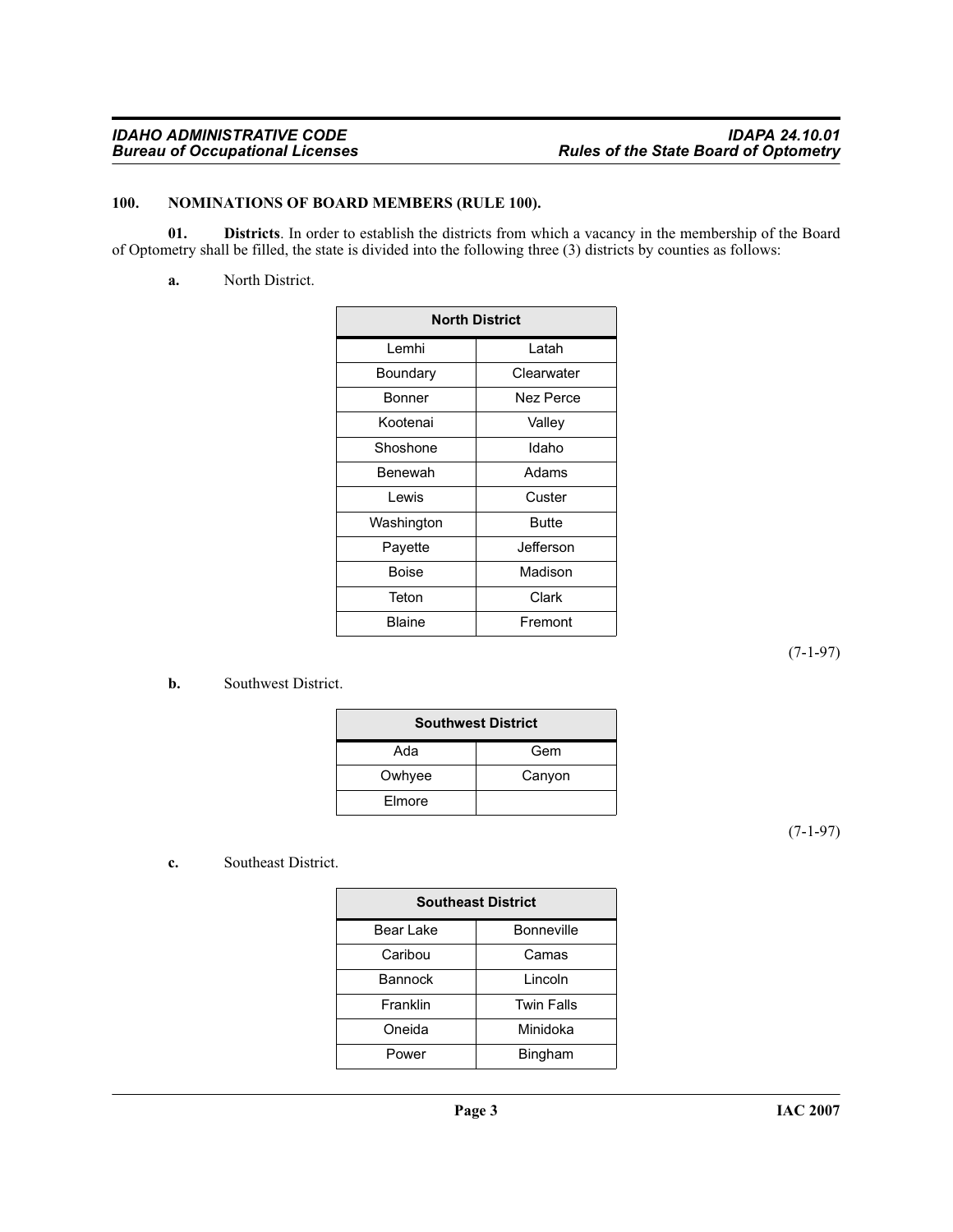### 100. NOMINATIONS OF BOARD MEMBERS (RULE 100).

**01. Districts**. In order to establish the districts from which a vacancy in the membership of the Board of Optometry shall be filled, the state is divided into the following three (3) districts by counties as follows:

**a.** North District.

| North District | |
|---|---|
| Lemhi | Latah |
| Boundary | Clearwater |
| Bonner | Nez Perce |
| Kootenai | Valley |
| Shoshone | Idaho |
| Benewah | Adams |
| Lewis | Custer |
| Washington | Butte |
| Payette | Jefferson |
| Boise | Madison |
| Teton | Clark |
| Blaine | Fremont |

(7-1-97)

**b.** Southwest District.

| Southwest District | |
|---|---|
| Ada | Gem |
| Owhyee | Canyon |
| Elmore | |

(7-1-97)

**c.** Southeast District.

| Southeast District | |
|---|---|
| Bear Lake | Bonneville |
| Caribou | Camas |
| Bannock | Lincoln |
| Franklin | Twin Falls |
| Oneida | Minidoka |
| Power | Bingham |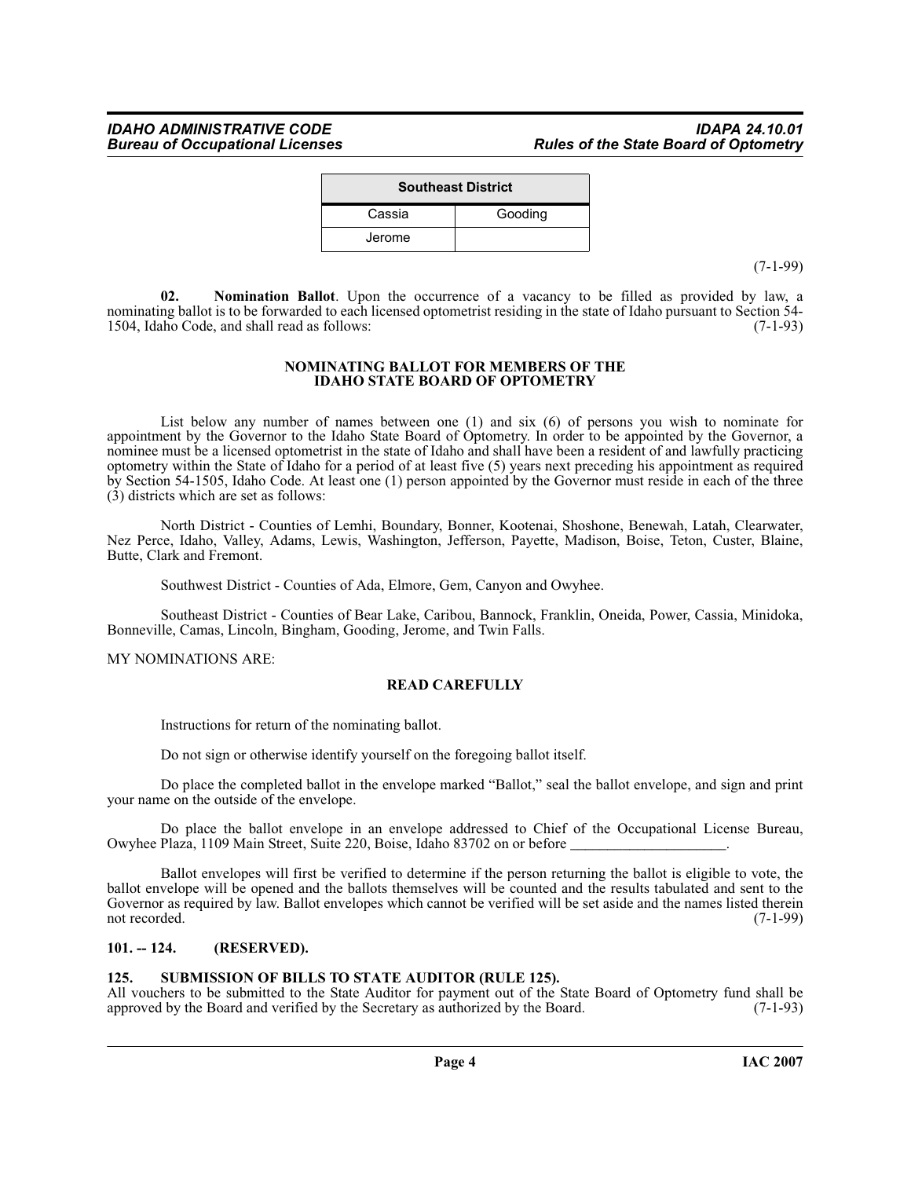| Southeast District | |
|---|---|
| Cassia | Gooding |
| Jerome | |

(7-1-99)

**02. Nomination Ballot**. Upon the occurrence of a vacancy to be filled as provided by law, a nominating ballot is to be forwarded to each licensed optometrist residing in the state of Idaho pursuant to Section 54-1504, Idaho Code, and shall read as follows: (7-1-93)

**NOMINATING BALLOT FOR MEMBERS OF THE IDAHO STATE BOARD OF OPTOMETRY**

List below any number of names between one (1) and six (6) of persons you wish to nominate for appointment by the Governor to the Idaho State Board of Optometry. In order to be appointed by the Governor, a nominee must be a licensed optometrist in the state of Idaho and shall have been a resident of and lawfully practicing optometry within the State of Idaho for a period of at least five (5) years next preceding his appointment as required by Section 54-1505, Idaho Code. At least one (1) person appointed by the Governor must reside in each of the three (3) districts which are set as follows:

North District - Counties of Lemhi, Boundary, Bonner, Kootenai, Shoshone, Benewah, Latah, Clearwater, Nez Perce, Idaho, Valley, Adams, Lewis, Washington, Jefferson, Payette, Madison, Boise, Teton, Custer, Blaine, Butte, Clark and Fremont.

Southwest District - Counties of Ada, Elmore, Gem, Canyon and Owyhee.

Southeast District - Counties of Bear Lake, Caribou, Bannock, Franklin, Oneida, Power, Cassia, Minidoka, Bonneville, Camas, Lincoln, Bingham, Gooding, Jerome, and Twin Falls.

MY NOMINATIONS ARE:

**READ CAREFULLY**

Instructions for return of the nominating ballot.

Do not sign or otherwise identify yourself on the foregoing ballot itself.

Do place the completed ballot in the envelope marked "Ballot," seal the ballot envelope, and sign and print your name on the outside of the envelope.

Do place the ballot envelope in an envelope addressed to Chief of the Occupational License Bureau, Owyhee Plaza, 1109 Main Street, Suite 220, Boise, Idaho 83702 on or before _____________________.

Ballot envelopes will first be verified to determine if the person returning the ballot is eligible to vote, the ballot envelope will be opened and the ballots themselves will be counted and the results tabulated and sent to the Governor as required by law. Ballot envelopes which cannot be verified will be set aside and the names listed therein not recorded. (7-1-99)

### 101. -- 124. (RESERVED).

### 125. SUBMISSION OF BILLS TO STATE AUDITOR (RULE 125).

All vouchers to be submitted to the State Auditor for payment out of the State Board of Optometry fund shall be approved by the Board and verified by the Secretary as authorized by the Board. (7-1-93)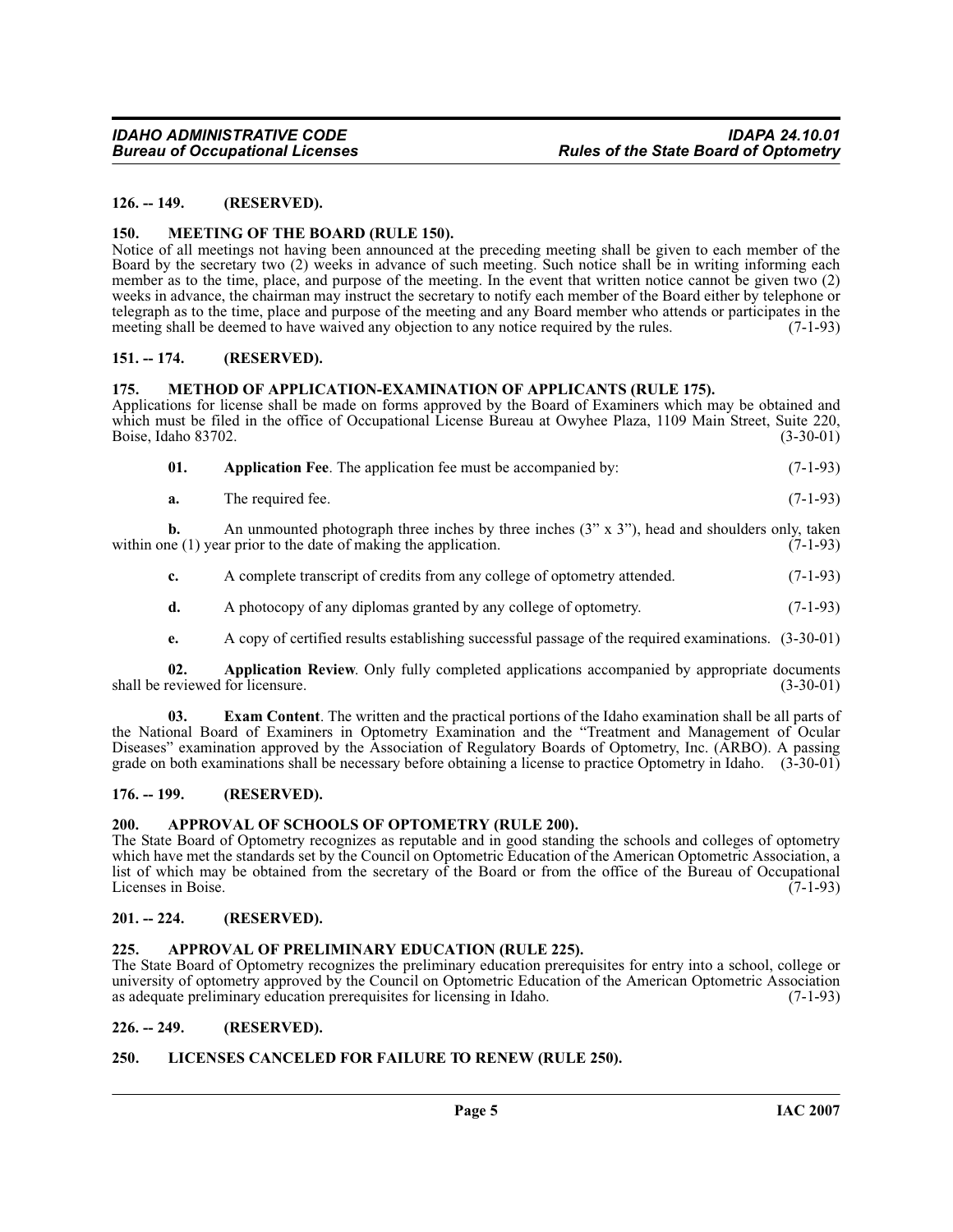## 126. -- 149. (RESERVED).

## 150. MEETING OF THE BOARD (RULE 150).

Notice of all meetings not having been announced at the preceding meeting shall be given to each member of the Board by the secretary two (2) weeks in advance of such meeting. Such notice shall be in writing informing each member as to the time, place, and purpose of the meeting. In the event that written notice cannot be given two (2) weeks in advance, the chairman may instruct the secretary to notify each member of the Board either by telephone or telegraph as to the time, place and purpose of the meeting and any Board member who attends or participates in the meeting shall be deemed to have waived any objection to any notice required by the rules. (7-1-93)

## 151. -- 174. (RESERVED).

## 175. METHOD OF APPLICATION-EXAMINATION OF APPLICANTS (RULE 175).

Applications for license shall be made on forms approved by the Board of Examiners which may be obtained and which must be filed in the office of Occupational License Bureau at Owyhee Plaza, 1109 Main Street, Suite 220, Boise, Idaho 83702. (3-30-01)

**01. Application Fee**. The application fee must be accompanied by: (7-1-93)

**a.** The required fee. (7-1-93)

**b.** An unmounted photograph three inches by three inches (3" x 3"), head and shoulders only, taken within one (1) year prior to the date of making the application. (7-1-93)

**c.** A complete transcript of credits from any college of optometry attended. (7-1-93)

**d.** A photocopy of any diplomas granted by any college of optometry. (7-1-93)

**e.** A copy of certified results establishing successful passage of the required examinations. (3-30-01)

**02. Application Review**. Only fully completed applications accompanied by appropriate documents shall be reviewed for licensure. (3-30-01)

**03. Exam Content**. The written and the practical portions of the Idaho examination shall be all parts of the National Board of Examiners in Optometry Examination and the "Treatment and Management of Ocular Diseases" examination approved by the Association of Regulatory Boards of Optometry, Inc. (ARBO). A passing grade on both examinations shall be necessary before obtaining a license to practice Optometry in Idaho. (3-30-01)

## 176. -- 199. (RESERVED).

## 200. APPROVAL OF SCHOOLS OF OPTOMETRY (RULE 200).

The State Board of Optometry recognizes as reputable and in good standing the schools and colleges of optometry which have met the standards set by the Council on Optometric Education of the American Optometric Association, a list of which may be obtained from the secretary of the Board or from the office of the Bureau of Occupational Licenses in Boise. (7-1-93)

## 201. -- 224. (RESERVED).

## 225. APPROVAL OF PRELIMINARY EDUCATION (RULE 225).

The State Board of Optometry recognizes the preliminary education prerequisites for entry into a school, college or university of optometry approved by the Council on Optometric Education of the American Optometric Association as adequate preliminary education prerequisites for licensing in Idaho. (7-1-93)

## 226. -- 249. (RESERVED).

## 250. LICENSES CANCELED FOR FAILURE TO RENEW (RULE 250).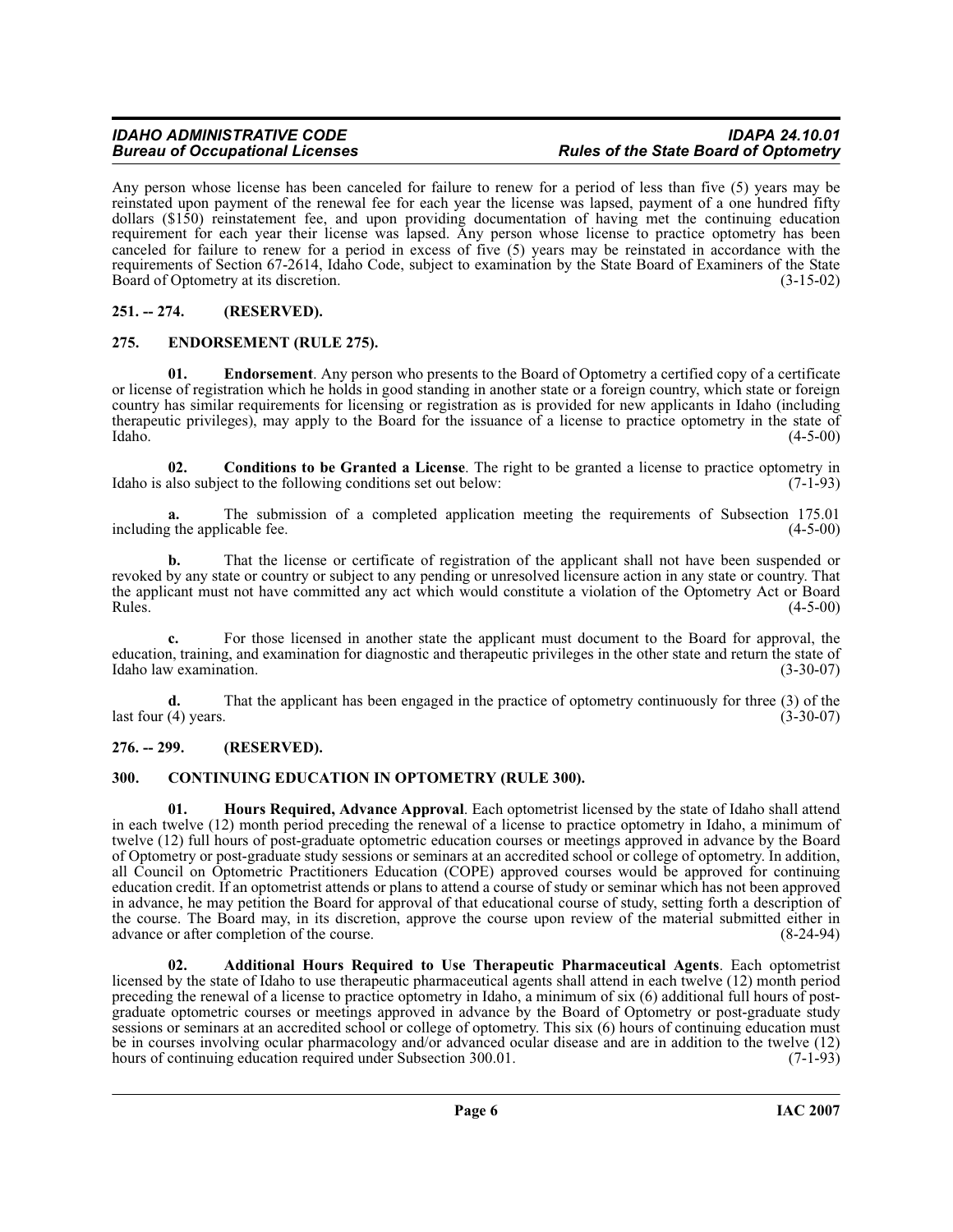Any person whose license has been canceled for failure to renew for a period of less than five (5) years may be reinstated upon payment of the renewal fee for each year the license was lapsed, payment of a one hundred fifty dollars ($150) reinstatement fee, and upon providing documentation of having met the continuing education requirement for each year their license was lapsed. Any person whose license to practice optometry has been canceled for failure to renew for a period in excess of five (5) years may be reinstated in accordance with the requirements of Section 67-2614, Idaho Code, subject to examination by the State Board of Examiners of the State Board of Optometry at its discretion. (3-15-02)

## 251. -- 274. (RESERVED).

## 275. ENDORSEMENT (RULE 275).

**01. Endorsement**. Any person who presents to the Board of Optometry a certified copy of a certificate or license of registration which he holds in good standing in another state or a foreign country, which state or foreign country has similar requirements for licensing or registration as is provided for new applicants in Idaho (including therapeutic privileges), may apply to the Board for the issuance of a license to practice optometry in the state of Idaho. (4-5-00)

**02. Conditions to be Granted a License**. The right to be granted a license to practice optometry in Idaho is also subject to the following conditions set out below: (7-1-93)

**a.** The submission of a completed application meeting the requirements of Subsection 175.01 including the applicable fee. (4-5-00)

**b.** That the license or certificate of registration of the applicant shall not have been suspended or revoked by any state or country or subject to any pending or unresolved licensure action in any state or country. That the applicant must not have committed any act which would constitute a violation of the Optometry Act or Board Rules. (4-5-00)

**c.** For those licensed in another state the applicant must document to the Board for approval, the education, training, and examination for diagnostic and therapeutic privileges in the other state and return the state of Idaho law examination. (3-30-07)

**d.** That the applicant has been engaged in the practice of optometry continuously for three (3) of the last four (4) years. (3-30-07)

## 276. -- 299. (RESERVED).

## 300. CONTINUING EDUCATION IN OPTOMETRY (RULE 300).

**01. Hours Required, Advance Approval**. Each optometrist licensed by the state of Idaho shall attend in each twelve (12) month period preceding the renewal of a license to practice optometry in Idaho, a minimum of twelve (12) full hours of post-graduate optometric education courses or meetings approved in advance by the Board of Optometry or post-graduate study sessions or seminars at an accredited school or college of optometry. In addition, all Council on Optometric Practitioners Education (COPE) approved courses would be approved for continuing education credit. If an optometrist attends or plans to attend a course of study or seminar which has not been approved in advance, he may petition the Board for approval of that educational course of study, setting forth a description of the course. The Board may, in its discretion, approve the course upon review of the material submitted either in advance or after completion of the course. (8-24-94)

**02. Additional Hours Required to Use Therapeutic Pharmaceutical Agents**. Each optometrist licensed by the state of Idaho to use therapeutic pharmaceutical agents shall attend in each twelve (12) month period preceding the renewal of a license to practice optometry in Idaho, a minimum of six (6) additional full hours of post-graduate optometric courses or meetings approved in advance by the Board of Optometry or post-graduate study sessions or seminars at an accredited school or college of optometry. This six (6) hours of continuing education must be in courses involving ocular pharmacology and/or advanced ocular disease and are in addition to the twelve (12) hours of continuing education required under Subsection 300.01. (7-1-93)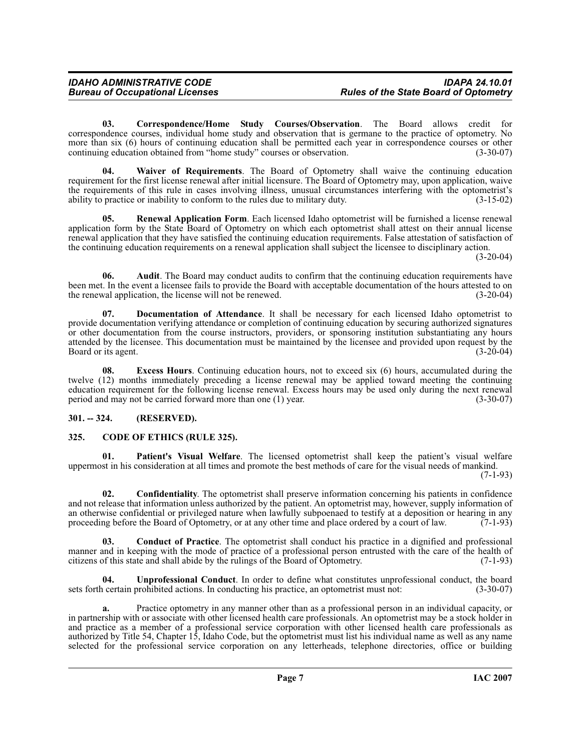**03. Correspondence/Home Study Courses/Observation**. The Board allows credit for correspondence courses, individual home study and observation that is germane to the practice of optometry. No more than six (6) hours of continuing education shall be permitted each year in correspondence courses or other continuing education obtained from "home study" courses or observation. (3-30-07)

**04. Waiver of Requirements**. The Board of Optometry shall waive the continuing education requirement for the first license renewal after initial licensure. The Board of Optometry may, upon application, waive the requirements of this rule in cases involving illness, unusual circumstances interfering with the optometrist's ability to practice or inability to conform to the rules due to military duty. (3-15-02)

**05. Renewal Application Form**. Each licensed Idaho optometrist will be furnished a license renewal application form by the State Board of Optometry on which each optometrist shall attest on their annual license renewal application that they have satisfied the continuing education requirements. False attestation of satisfaction of the continuing education requirements on a renewal application shall subject the licensee to disciplinary action. (3-20-04)

**06. Audit**. The Board may conduct audits to confirm that the continuing education requirements have been met. In the event a licensee fails to provide the Board with acceptable documentation of the hours attested to on the renewal application, the license will not be renewed. (3-20-04)

**07. Documentation of Attendance**. It shall be necessary for each licensed Idaho optometrist to provide documentation verifying attendance or completion of continuing education by securing authorized signatures or other documentation from the course instructors, providers, or sponsoring institution substantiating any hours attended by the licensee. This documentation must be maintained by the licensee and provided upon request by the Board or its agent. (3-20-04)

**08. Excess Hours**. Continuing education hours, not to exceed six (6) hours, accumulated during the twelve (12) months immediately preceding a license renewal may be applied toward meeting the continuing education requirement for the following license renewal. Excess hours may be used only during the next renewal period and may not be carried forward more than one (1) year. (3-30-07)

## 301. -- 324. (RESERVED).

## 325. CODE OF ETHICS (RULE 325).

**01. Patient's Visual Welfare**. The licensed optometrist shall keep the patient's visual welfare uppermost in his consideration at all times and promote the best methods of care for the visual needs of mankind. (7-1-93)

**02. Confidentiality**. The optometrist shall preserve information concerning his patients in confidence and not release that information unless authorized by the patient. An optometrist may, however, supply information of an otherwise confidential or privileged nature when lawfully subpoenaed to testify at a deposition or hearing in any proceeding before the Board of Optometry, or at any other time and place ordered by a court of law. (7-1-93)

**03. Conduct of Practice**. The optometrist shall conduct his practice in a dignified and professional manner and in keeping with the mode of practice of a professional person entrusted with the care of the health of citizens of this state and shall abide by the rulings of the Board of Optometry. (7-1-93)

**04. Unprofessional Conduct**. In order to define what constitutes unprofessional conduct, the board sets forth certain prohibited actions. In conducting his practice, an optometrist must not: (3-30-07)

**a.** Practice optometry in any manner other than as a professional person in an individual capacity, or in partnership with or associate with other licensed health care professionals. An optometrist may be a stock holder in and practice as a member of a professional service corporation with other licensed health care professionals as authorized by Title 54, Chapter 15, Idaho Code, but the optometrist must list his individual name as well as any name selected for the professional service corporation on any letterheads, telephone directories, office or building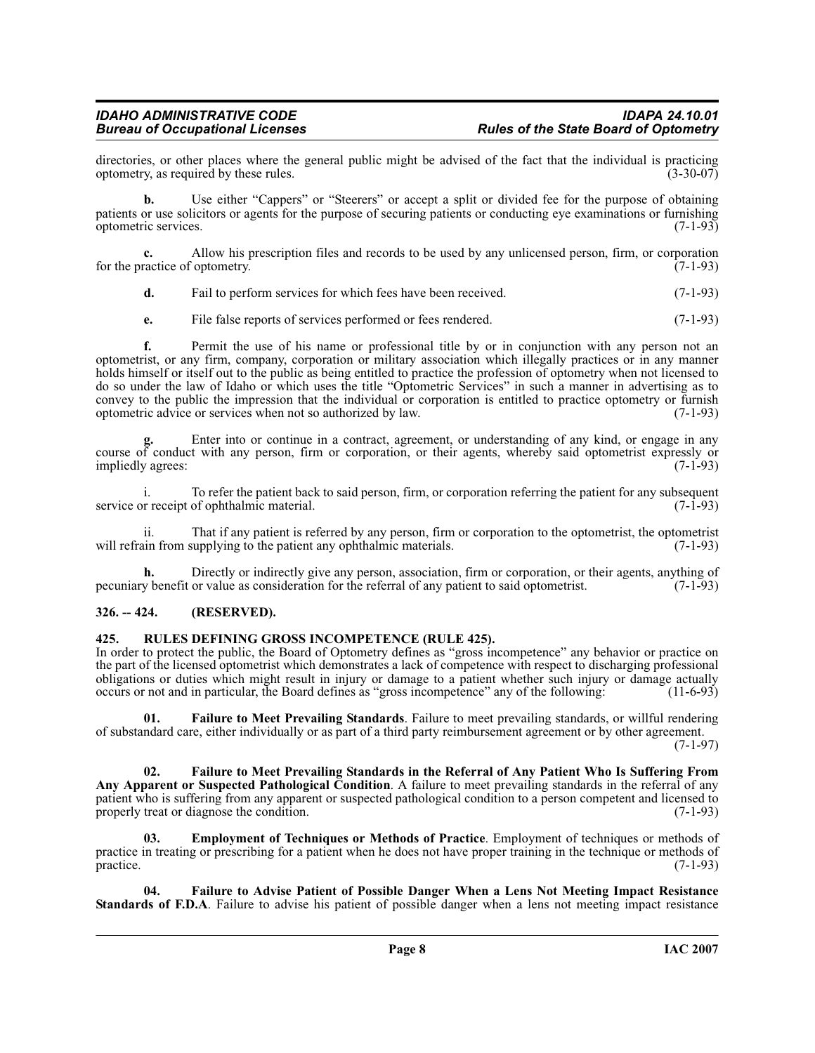directories, or other places where the general public might be advised of the fact that the individual is practicing optometry, as required by these rules. (3-30-07)

**b.** Use either "Cappers" or "Steerers" or accept a split or divided fee for the purpose of obtaining patients or use solicitors or agents for the purpose of securing patients or conducting eye examinations or furnishing optometric services. (7-1-93)

**c.** Allow his prescription files and records to be used by any unlicensed person, firm, or corporation for the practice of optometry. (7-1-93)

**d.** Fail to perform services for which fees have been received. (7-1-93)

**e.** File false reports of services performed or fees rendered. (7-1-93)

**f.** Permit the use of his name or professional title by or in conjunction with any person not an optometrist, or any firm, company, corporation or military association which illegally practices or in any manner holds himself or itself out to the public as being entitled to practice the profession of optometry when not licensed to do so under the law of Idaho or which uses the title "Optometric Services" in such a manner in advertising as to convey to the public the impression that the individual or corporation is entitled to practice optometry or furnish optometric advice or services when not so authorized by law. (7-1-93)

**g.** Enter into or continue in a contract, agreement, or understanding of any kind, or engage in any course of conduct with any person, firm or corporation, or their agents, whereby said optometrist expressly or impliedly agrees: (7-1-93)

i. To refer the patient back to said person, firm, or corporation referring the patient for any subsequent service or receipt of ophthalmic material. (7-1-93)

ii. That if any patient is referred by any person, firm or corporation to the optometrist, the optometrist will refrain from supplying to the patient any ophthalmic materials. (7-1-93)

**h.** Directly or indirectly give any person, association, firm or corporation, or their agents, anything of pecuniary benefit or value as consideration for the referral of any patient to said optometrist. (7-1-93)

### 326. -- 424. (RESERVED).

### 425. RULES DEFINING GROSS INCOMPETENCE (RULE 425).

In order to protect the public, the Board of Optometry defines as "gross incompetence" any behavior or practice on the part of the licensed optometrist which demonstrates a lack of competence with respect to discharging professional obligations or duties which might result in injury or damage to a patient whether such injury or damage actually occurs or not and in particular, the Board defines as "gross incompetence" any of the following: (11-6-93)

**01. Failure to Meet Prevailing Standards**. Failure to meet prevailing standards, or willful rendering of substandard care, either individually or as part of a third party reimbursement agreement or by other agreement. (7-1-97)

**02. Failure to Meet Prevailing Standards in the Referral of Any Patient Who Is Suffering From Any Apparent or Suspected Pathological Condition**. A failure to meet prevailing standards in the referral of any patient who is suffering from any apparent or suspected pathological condition to a person competent and licensed to properly treat or diagnose the condition. (7-1-93)

**03. Employment of Techniques or Methods of Practice**. Employment of techniques or methods of practice in treating or prescribing for a patient when he does not have proper training in the technique or methods of practice. (7-1-93)

**04. Failure to Advise Patient of Possible Danger When a Lens Not Meeting Impact Resistance Standards of F.D.A**. Failure to advise his patient of possible danger when a lens not meeting impact resistance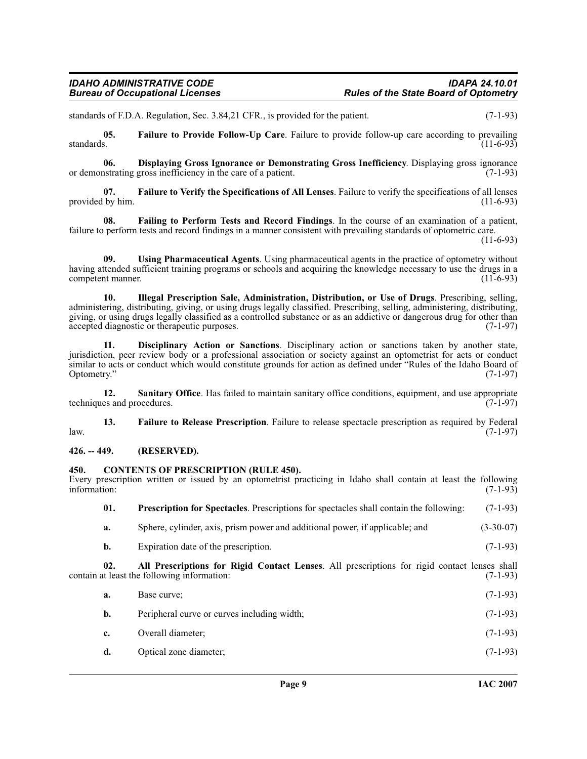standards of F.D.A. Regulation, Sec. 3.84,21 CFR., is provided for the patient. (7-1-93)

**05. Failure to Provide Follow-Up Care**. Failure to provide follow-up care according to prevailing standards. (11-6-93)

**06. Displaying Gross Ignorance or Demonstrating Gross Inefficiency**. Displaying gross ignorance or demonstrating gross inefficiency in the care of a patient. (7-1-93)

**07. Failure to Verify the Specifications of All Lenses**. Failure to verify the specifications of all lenses provided by him. (11-6-93)

**08. Failing to Perform Tests and Record Findings**. In the course of an examination of a patient, failure to perform tests and record findings in a manner consistent with prevailing standards of optometric care. (11-6-93)

**09. Using Pharmaceutical Agents**. Using pharmaceutical agents in the practice of optometry without having attended sufficient training programs or schools and acquiring the knowledge necessary to use the drugs in a competent manner. (11-6-93)

**10. Illegal Prescription Sale, Administration, Distribution, or Use of Drugs**. Prescribing, selling, administering, distributing, giving, or using drugs legally classified. Prescribing, selling, administering, distributing, giving, or using drugs legally classified as a controlled substance or as an addictive or dangerous drug for other than accepted diagnostic or therapeutic purposes. (7-1-97)

**11. Disciplinary Action or Sanctions**. Disciplinary action or sanctions taken by another state, jurisdiction, peer review body or a professional association or society against an optometrist for acts or conduct similar to acts or conduct which would constitute grounds for action as defined under "Rules of the Idaho Board of Optometry." (7-1-97)

**12. Sanitary Office**. Has failed to maintain sanitary office conditions, equipment, and use appropriate techniques and procedures. (7-1-97)

**13. Failure to Release Prescription**. Failure to release spectacle prescription as required by Federal law. (7-1-97)

## 426. -- 449. (RESERVED).

## 450. CONTENTS OF PRESCRIPTION (RULE 450).

Every prescription written or issued by an optometrist practicing in Idaho shall contain at least the following information: (7-1-93)

**01. Prescription for Spectacles**. Prescriptions for spectacles shall contain the following: (7-1-93)

**a.** Sphere, cylinder, axis, prism power and additional power, if applicable; and (3-30-07)

**b.** Expiration date of the prescription. (7-1-93)

**02. All Prescriptions for Rigid Contact Lenses**. All prescriptions for rigid contact lenses shall contain at least the following information: (7-1-93)

**a.** Base curve; (7-1-93)

**b.** Peripheral curve or curves including width; (7-1-93)

**c.** Overall diameter; (7-1-93)

**d.** Optical zone diameter; (7-1-93)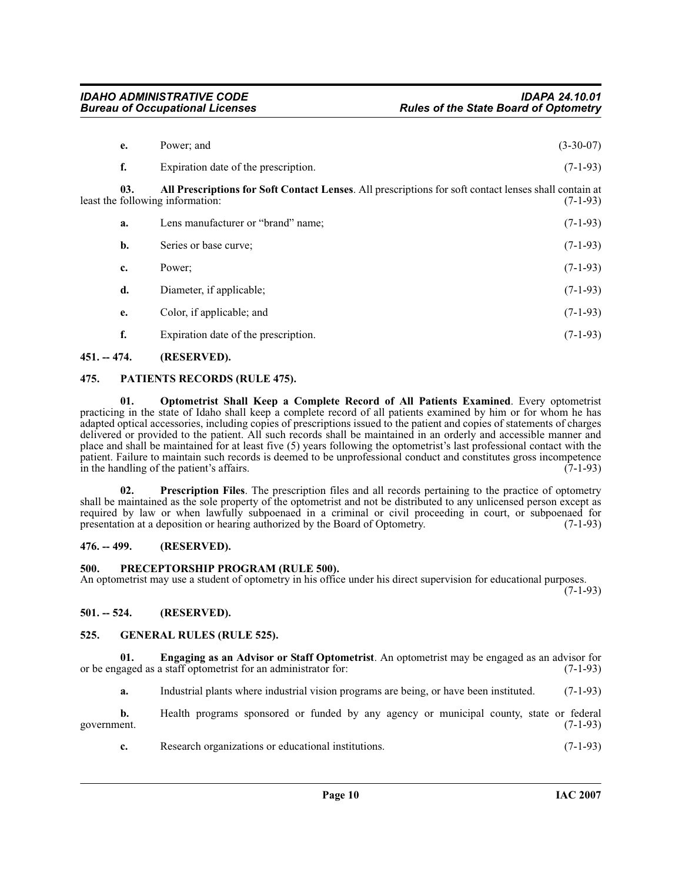**e.** Power; and (3-30-07)

**f.** Expiration date of the prescription. (7-1-93)

**03. All Prescriptions for Soft Contact Lenses**. All prescriptions for soft contact lenses shall contain at least the following information: (7-1-93)

**a.** Lens manufacturer or "brand" name; (7-1-93)

**b.** Series or base curve; (7-1-93)

**c.** Power; (7-1-93)

**d.** Diameter, if applicable; (7-1-93)

**e.** Color, if applicable; and (7-1-93)

**f.** Expiration date of the prescription. (7-1-93)

## 451. -- 474. (RESERVED).

## 475. PATIENTS RECORDS (RULE 475).

**01. Optometrist Shall Keep a Complete Record of All Patients Examined**. Every optometrist practicing in the state of Idaho shall keep a complete record of all patients examined by him or for whom he has adapted optical accessories, including copies of prescriptions issued to the patient and copies of statements of charges delivered or provided to the patient. All such records shall be maintained in an orderly and accessible manner and place and shall be maintained for at least five (5) years following the optometrist's last professional contact with the patient. Failure to maintain such records is deemed to be unprofessional conduct and constitutes gross incompetence in the handling of the patient's affairs. (7-1-93)

**02. Prescription Files**. The prescription files and all records pertaining to the practice of optometry shall be maintained as the sole property of the optometrist and not be distributed to any unlicensed person except as required by law or when lawfully subpoenaed in a criminal or civil proceeding in court, or subpoenaed for presentation at a deposition or hearing authorized by the Board of Optometry. (7-1-93)

## 476. -- 499. (RESERVED).

## 500. PRECEPTORSHIP PROGRAM (RULE 500).

An optometrist may use a student of optometry in his office under his direct supervision for educational purposes. (7-1-93)

## 501. -- 524. (RESERVED).

## 525. GENERAL RULES (RULE 525).

**01. Engaging as an Advisor or Staff Optometrist**. An optometrist may be engaged as an advisor for or be engaged as a staff optometrist for an administrator for: (7-1-93)

**a.** Industrial plants where industrial vision programs are being, or have been instituted. (7-1-93)

**b.** Health programs sponsored or funded by any agency or municipal county, state or federal government. (7-1-93)

**c.** Research organizations or educational institutions. (7-1-93)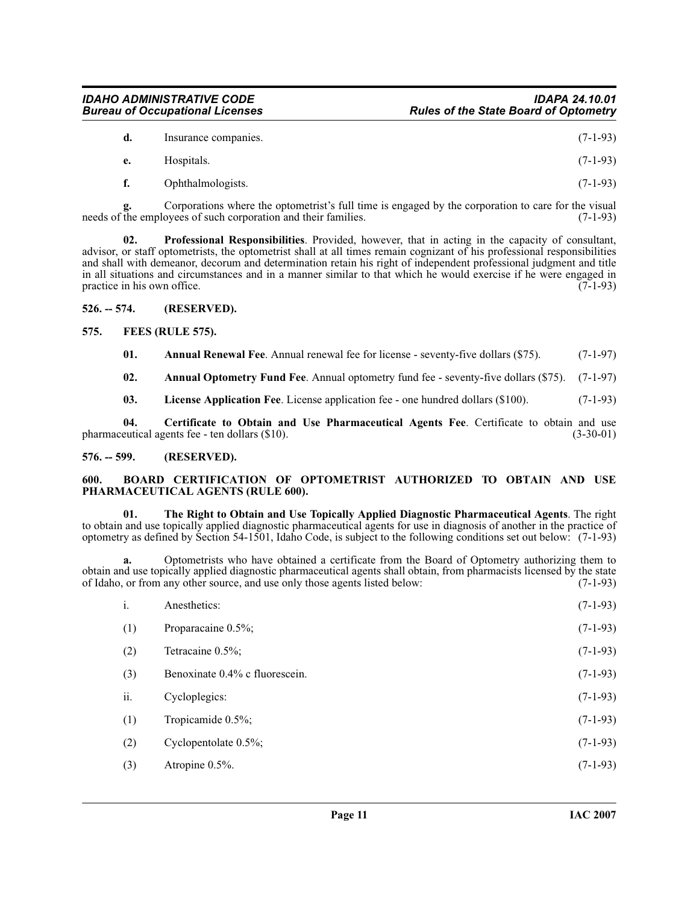**d.** Insurance companies. (7-1-93)

**e.** Hospitals. (7-1-93)

**f.** Ophthalmologists. (7-1-93)

**g.** Corporations where the optometrist's full time is engaged by the corporation to care for the visual needs of the employees of such corporation and their families. (7-1-93)

**02. Professional Responsibilities**. Provided, however, that in acting in the capacity of consultant, advisor, or staff optometrists, the optometrist shall at all times remain cognizant of his professional responsibilities and shall with demeanor, decorum and determination retain his right of independent professional judgment and title in all situations and circumstances and in a manner similar to that which he would exercise if he were engaged in practice in his own office. (7-1-93)

## 526. -- 574. (RESERVED).

## 575. FEES (RULE 575).

**01. Annual Renewal Fee**. Annual renewal fee for license - seventy-five dollars ($75). (7-1-97)

**02. Annual Optometry Fund Fee**. Annual optometry fund fee - seventy-five dollars ($75). (7-1-97)

**03. License Application Fee**. License application fee - one hundred dollars ($100). (7-1-93)

**04. Certificate to Obtain and Use Pharmaceutical Agents Fee**. Certificate to obtain and use pharmaceutical agents fee - ten dollars ($10). (3-30-01)

## 576. -- 599. (RESERVED).

## 600. BOARD CERTIFICATION OF OPTOMETRIST AUTHORIZED TO OBTAIN AND USE PHARMACEUTICAL AGENTS (RULE 600).

**01. The Right to Obtain and Use Topically Applied Diagnostic Pharmaceutical Agents**. The right to obtain and use topically applied diagnostic pharmaceutical agents for use in diagnosis of another in the practice of optometry as defined by Section 54-1501, Idaho Code, is subject to the following conditions set out below: (7-1-93)

**a.** Optometrists who have obtained a certificate from the Board of Optometry authorizing them to obtain and use topically applied diagnostic pharmaceutical agents shall obtain, from pharmacists licensed by the state of Idaho, or from any other source, and use only those agents listed below: (7-1-93)

i. Anesthetics: (7-1-93)

(1) Proparacaine 0.5%; (7-1-93)

(2) Tetracaine 0.5%; (7-1-93)

(3) Benoxinate 0.4% c fluorescein. (7-1-93)

ii. Cycloplegics: (7-1-93)

(1) Tropicamide 0.5%; (7-1-93)

(2) Cyclopentolate 0.5%; (7-1-93)

(3) Atropine 0.5%. (7-1-93)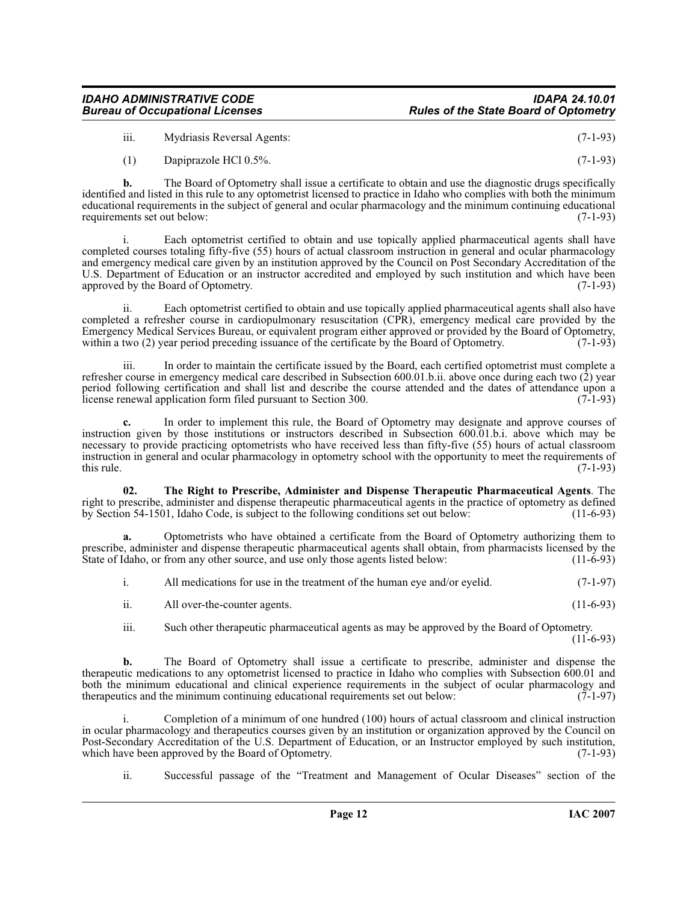iii. Mydriasis Reversal Agents: (7-1-93)

(1) Dapiprazole HCl 0.5%. (7-1-93)

**b.** The Board of Optometry shall issue a certificate to obtain and use the diagnostic drugs specifically identified and listed in this rule to any optometrist licensed to practice in Idaho who complies with both the minimum educational requirements in the subject of general and ocular pharmacology and the minimum continuing educational requirements set out below: (7-1-93)

i. Each optometrist certified to obtain and use topically applied pharmaceutical agents shall have completed courses totaling fifty-five (55) hours of actual classroom instruction in general and ocular pharmacology and emergency medical care given by an institution approved by the Council on Post Secondary Accreditation of the U.S. Department of Education or an instructor accredited and employed by such institution and which have been approved by the Board of Optometry. (7-1-93)

ii. Each optometrist certified to obtain and use topically applied pharmaceutical agents shall also have completed a refresher course in cardiopulmonary resuscitation (CPR), emergency medical care provided by the Emergency Medical Services Bureau, or equivalent program either approved or provided by the Board of Optometry, within a two (2) year period preceding issuance of the certificate by the Board of Optometry. (7-1-93)

iii. In order to maintain the certificate issued by the Board, each certified optometrist must complete a refresher course in emergency medical care described in Subsection 600.01.b.ii. above once during each two (2) year period following certification and shall list and describe the course attended and the dates of attendance upon a license renewal application form filed pursuant to Section 300. (7-1-93)

**c.** In order to implement this rule, the Board of Optometry may designate and approve courses of instruction given by those institutions or instructors described in Subsection 600.01.b.i. above which may be necessary to provide practicing optometrists who have received less than fifty-five (55) hours of actual classroom instruction in general and ocular pharmacology in optometry school with the opportunity to meet the requirements of this rule. (7-1-93)

**02. The Right to Prescribe, Administer and Dispense Therapeutic Pharmaceutical Agents**. The right to prescribe, administer and dispense therapeutic pharmaceutical agents in the practice of optometry as defined by Section 54-1501, Idaho Code, is subject to the following conditions set out below: (11-6-93)

**a.** Optometrists who have obtained a certificate from the Board of Optometry authorizing them to prescribe, administer and dispense therapeutic pharmaceutical agents shall obtain, from pharmacists licensed by the State of Idaho, or from any other source, and use only those agents listed below: (11-6-93)

i. All medications for use in the treatment of the human eye and/or eyelid. (7-1-97)

ii. All over-the-counter agents. (11-6-93)

iii. Such other therapeutic pharmaceutical agents as may be approved by the Board of Optometry. (11-6-93)

**b.** The Board of Optometry shall issue a certificate to prescribe, administer and dispense the therapeutic medications to any optometrist licensed to practice in Idaho who complies with Subsection 600.01 and both the minimum educational and clinical experience requirements in the subject of ocular pharmacology and therapeutics and the minimum continuing educational requirements set out below: (7-1-97)

i. Completion of a minimum of one hundred (100) hours of actual classroom and clinical instruction in ocular pharmacology and therapeutics courses given by an institution or organization approved by the Council on Post-Secondary Accreditation of the U.S. Department of Education, or an Instructor employed by such institution, which have been approved by the Board of Optometry. (7-1-93)

ii. Successful passage of the "Treatment and Management of Ocular Diseases" section of the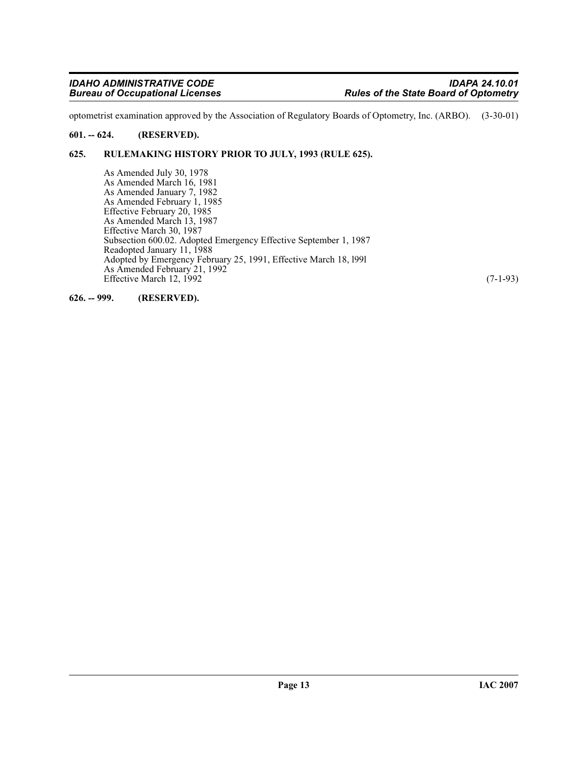optometrist examination approved by the Association of Regulatory Boards of Optometry, Inc. (ARBO). (3-30-01)

**601. -- 624. (RESERVED).**

**625. RULEMAKING HISTORY PRIOR TO JULY, 1993 (RULE 625).**

As Amended July 30, 1978
As Amended March 16, 1981
As Amended January 7, 1982
As Amended February 1, 1985
Effective February 20, 1985
As Amended March 13, 1987
Effective March 30, 1987
Subsection 600.02. Adopted Emergency Effective September 1, 1987
Readopted January 11, 1988
Adopted by Emergency February 25, 1991, Effective March 18, l99l
As Amended February 21, 1992
Effective March 12, 1992 (7-1-93)

**626. -- 999. (RESERVED).**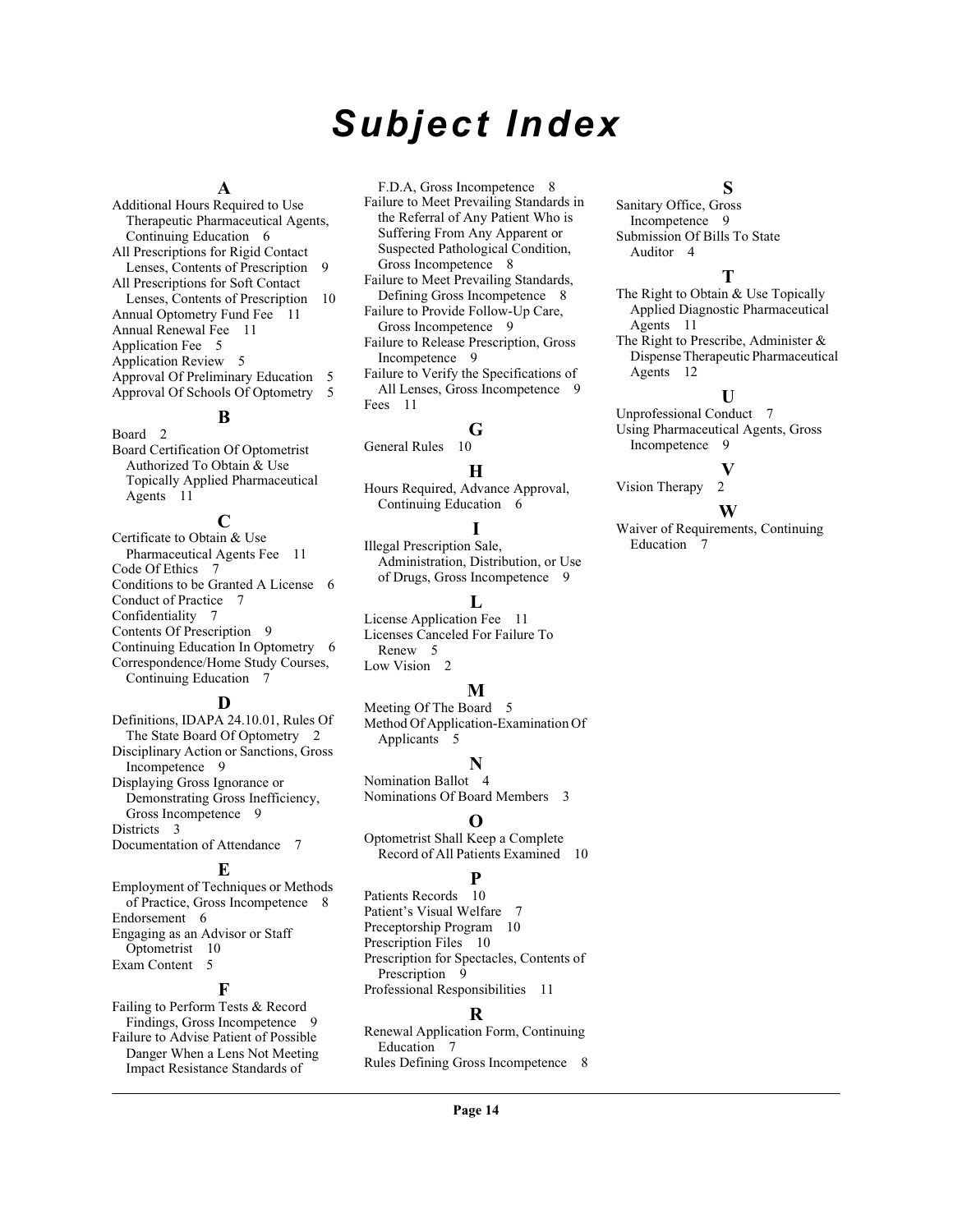# *Subject Index*

**A**

Additional Hours Required to Use Therapeutic Pharmaceutical Agents, Continuing Education 6
All Prescriptions for Rigid Contact Lenses, Contents of Prescription 9
All Prescriptions for Soft Contact Lenses, Contents of Prescription 10
Annual Optometry Fund Fee 11
Annual Renewal Fee 11
Application Fee 5
Application Review 5
Approval Of Preliminary Education 5
Approval Of Schools Of Optometry 5

**B**

Board 2
Board Certification Of Optometrist Authorized To Obtain & Use Topically Applied Pharmaceutical Agents 11

**C**

Certificate to Obtain & Use Pharmaceutical Agents Fee 11
Code Of Ethics 7
Conditions to be Granted A License 6
Conduct of Practice 7
Confidentiality 7
Contents Of Prescription 9
Continuing Education In Optometry 6
Correspondence/Home Study Courses, Continuing Education 7

**D**

Definitions, IDAPA 24.10.01, Rules Of The State Board Of Optometry 2
Disciplinary Action or Sanctions, Gross Incompetence 9
Displaying Gross Ignorance or Demonstrating Gross Inefficiency, Gross Incompetence 9
Districts 3
Documentation of Attendance 7

**E**

Employment of Techniques or Methods of Practice, Gross Incompetence 8
Endorsement 6
Engaging as an Advisor or Staff Optometrist 10
Exam Content 5

**F**

Failing to Perform Tests & Record Findings, Gross Incompetence 9
Failure to Advise Patient of Possible Danger When a Lens Not Meeting Impact Resistance Standards of F.D.A, Gross Incompetence 8
Failure to Meet Prevailing Standards in the Referral of Any Patient Who is Suffering From Any Apparent or Suspected Pathological Condition, Gross Incompetence 8
Failure to Meet Prevailing Standards, Defining Gross Incompetence 8
Failure to Provide Follow-Up Care, Gross Incompetence 9
Failure to Release Prescription, Gross Incompetence 9
Failure to Verify the Specifications of All Lenses, Gross Incompetence 9
Fees 11

**G**

General Rules 10

**H**

Hours Required, Advance Approval, Continuing Education 6

**I**

Illegal Prescription Sale, Administration, Distribution, or Use of Drugs, Gross Incompetence 9

**L**

License Application Fee 11
Licenses Canceled For Failure To Renew 5
Low Vision 2

**M**

Meeting Of The Board 5
Method Of Application-Examination Of Applicants 5

**N**

Nomination Ballot 4
Nominations Of Board Members 3

**O**

Optometrist Shall Keep a Complete Record of All Patients Examined 10

**P**

Patients Records 10
Patient's Visual Welfare 7
Preceptorship Program 10
Prescription Files 10
Prescription for Spectacles, Contents of Prescription 9
Professional Responsibilities 11

**R**

Renewal Application Form, Continuing Education 7
Rules Defining Gross Incompetence 8

**S**

Sanitary Office, Gross Incompetence 9
Submission Of Bills To State Auditor 4

**T**

The Right to Obtain & Use Topically Applied Diagnostic Pharmaceutical Agents 11
The Right to Prescribe, Administer & Dispense Therapeutic Pharmaceutical Agents 12

**U**

Unprofessional Conduct 7
Using Pharmaceutical Agents, Gross Incompetence 9

**V**

Vision Therapy 2

**W**

Waiver of Requirements, Continuing Education 7